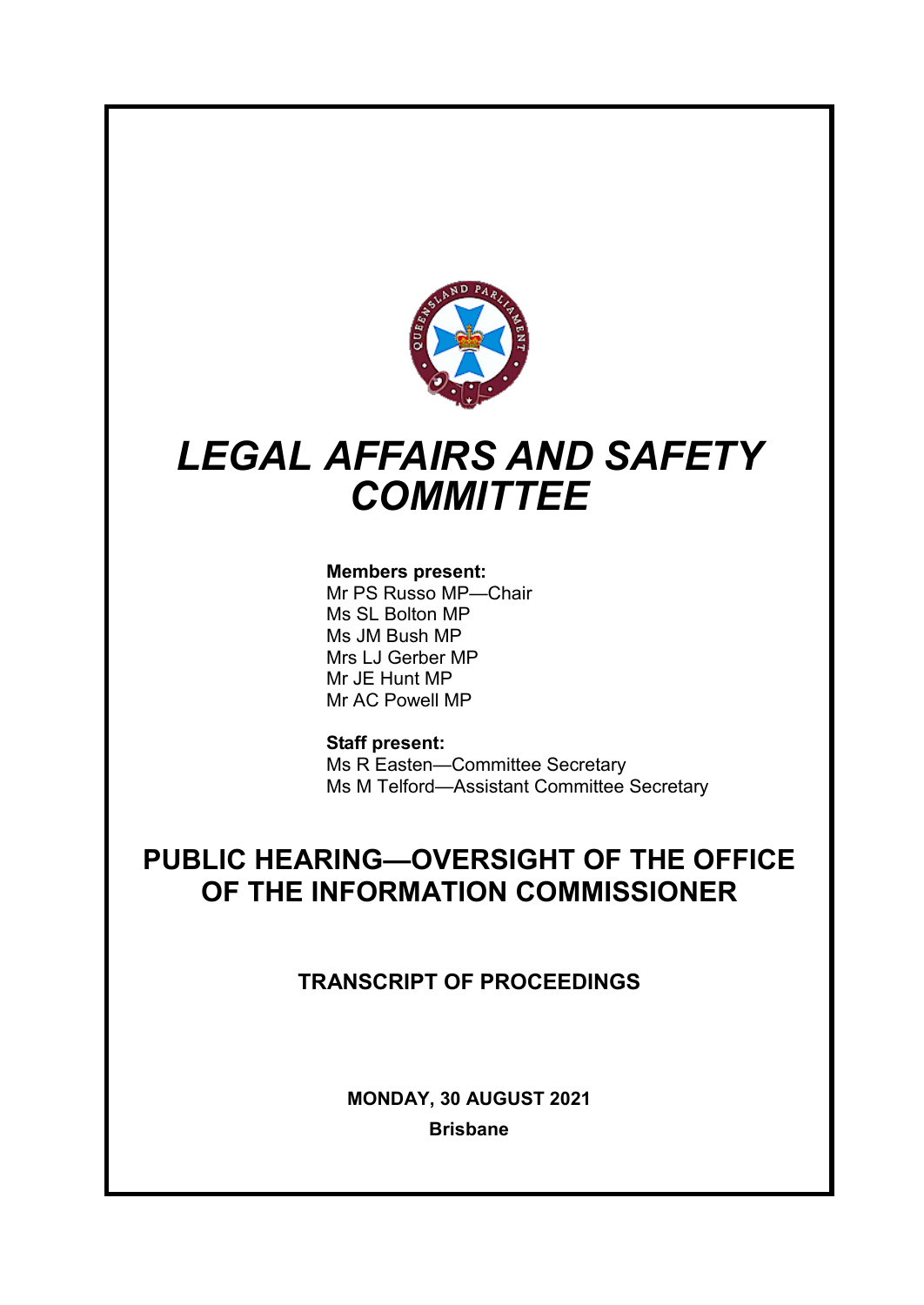# *LEGAL AFFAIRS AND SAFETY COMMITTEE*

**Members present:**
Mr PS Russo MP—Chair
Ms SL Bolton MP
Ms JM Bush MP
Mrs LJ Gerber MP
Mr JE Hunt MP
Mr AC Powell MP

**Staff present:**
Ms R Easten—Committee Secretary
Ms M Telford—Assistant Committee Secretary

## PUBLIC HEARING—OVERSIGHT OF THE OFFICE OF THE INFORMATION COMMISSIONER

**TRANSCRIPT OF PROCEEDINGS**

**MONDAY, 30 AUGUST 2021**

**Brisbane**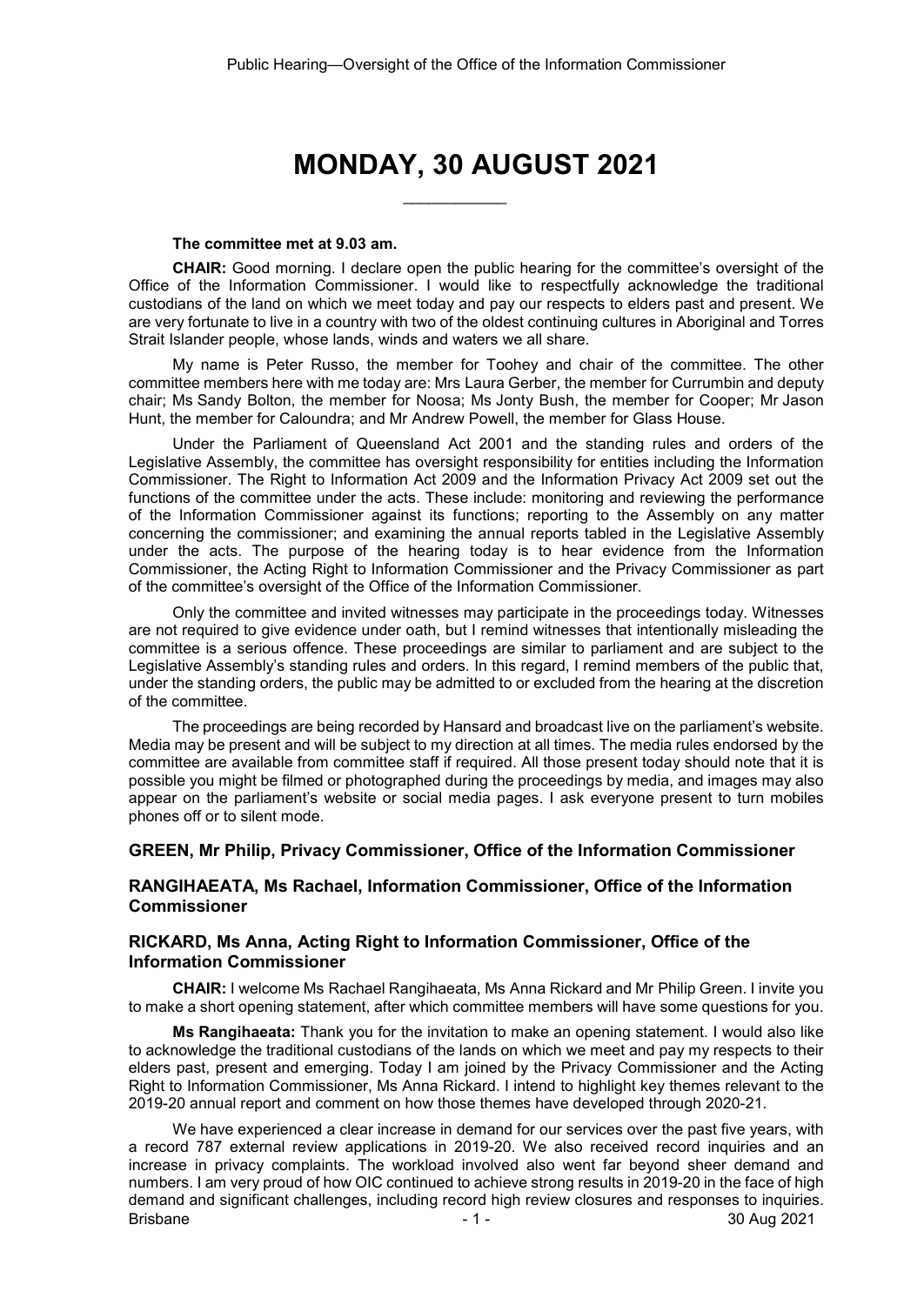# MONDAY, 30 AUGUST 2021

\_\_\_\_\_\_\_\_\_\_\_\_

**The committee met at 9.03 am.**

**CHAIR:** Good morning. I declare open the public hearing for the committee's oversight of the Office of the Information Commissioner. I would like to respectfully acknowledge the traditional custodians of the land on which we meet today and pay our respects to elders past and present. We are very fortunate to live in a country with two of the oldest continuing cultures in Aboriginal and Torres Strait Islander people, whose lands, winds and waters we all share.

My name is Peter Russo, the member for Toohey and chair of the committee. The other committee members here with me today are: Mrs Laura Gerber, the member for Currumbin and deputy chair; Ms Sandy Bolton, the member for Noosa; Ms Jonty Bush, the member for Cooper; Mr Jason Hunt, the member for Caloundra; and Mr Andrew Powell, the member for Glass House.

Under the Parliament of Queensland Act 2001 and the standing rules and orders of the Legislative Assembly, the committee has oversight responsibility for entities including the Information Commissioner. The Right to Information Act 2009 and the Information Privacy Act 2009 set out the functions of the committee under the acts. These include: monitoring and reviewing the performance of the Information Commissioner against its functions; reporting to the Assembly on any matter concerning the commissioner; and examining the annual reports tabled in the Legislative Assembly under the acts. The purpose of the hearing today is to hear evidence from the Information Commissioner, the Acting Right to Information Commissioner and the Privacy Commissioner as part of the committee's oversight of the Office of the Information Commissioner.

Only the committee and invited witnesses may participate in the proceedings today. Witnesses are not required to give evidence under oath, but I remind witnesses that intentionally misleading the committee is a serious offence. These proceedings are similar to parliament and are subject to the Legislative Assembly's standing rules and orders. In this regard, I remind members of the public that, under the standing orders, the public may be admitted to or excluded from the hearing at the discretion of the committee.

The proceedings are being recorded by Hansard and broadcast live on the parliament's website. Media may be present and will be subject to my direction at all times. The media rules endorsed by the committee are available from committee staff if required. All those present today should note that it is possible you might be filmed or photographed during the proceedings by media, and images may also appear on the parliament's website or social media pages. I ask everyone present to turn mobiles phones off or to silent mode.

### GREEN, Mr Philip, Privacy Commissioner, Office of the Information Commissioner

### RANGIHAEATA, Ms Rachael, Information Commissioner, Office of the Information Commissioner

### RICKARD, Ms Anna, Acting Right to Information Commissioner, Office of the Information Commissioner

**CHAIR:** I welcome Ms Rachael Rangihaeata, Ms Anna Rickard and Mr Philip Green. I invite you to make a short opening statement, after which committee members will have some questions for you.

**Ms Rangihaeata:** Thank you for the invitation to make an opening statement. I would also like to acknowledge the traditional custodians of the lands on which we meet and pay my respects to their elders past, present and emerging. Today I am joined by the Privacy Commissioner and the Acting Right to Information Commissioner, Ms Anna Rickard. I intend to highlight key themes relevant to the 2019-20 annual report and comment on how those themes have developed through 2020-21.

We have experienced a clear increase in demand for our services over the past five years, with a record 787 external review applications in 2019-20. We also received record inquiries and an increase in privacy complaints. The workload involved also went far beyond sheer demand and numbers. I am very proud of how OIC continued to achieve strong results in 2019-20 in the face of high demand and significant challenges, including record high review closures and responses to inquiries.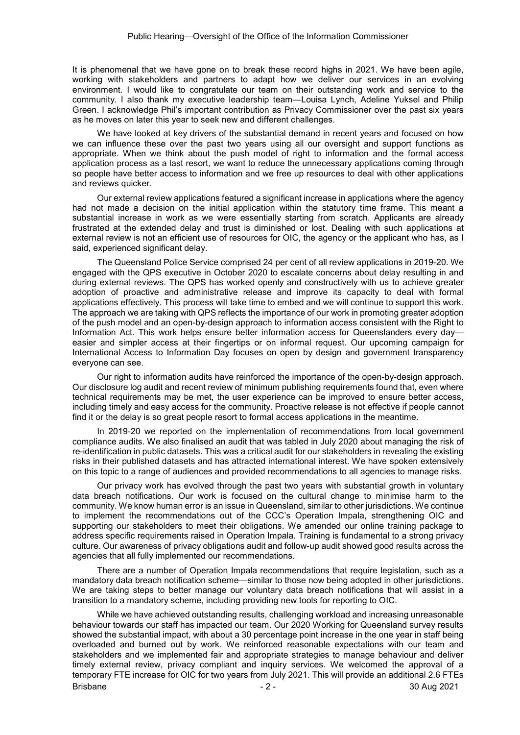It is phenomenal that we have gone on to break these record highs in 2021. We have been agile, working with stakeholders and partners to adapt how we deliver our services in an evolving environment. I would like to congratulate our team on their outstanding work and service to the community. I also thank my executive leadership team—Louisa Lynch, Adeline Yuksel and Philip Green. I acknowledge Phil's important contribution as Privacy Commissioner over the past six years as he moves on later this year to seek new and different challenges.

We have looked at key drivers of the substantial demand in recent years and focused on how we can influence these over the past two years using all our oversight and support functions as appropriate. When we think about the push model of right to information and the formal access application process as a last resort, we want to reduce the unnecessary applications coming through so people have better access to information and we free up resources to deal with other applications and reviews quicker.

Our external review applications featured a significant increase in applications where the agency had not made a decision on the initial application within the statutory time frame. This meant a substantial increase in work as we were essentially starting from scratch. Applicants are already frustrated at the extended delay and trust is diminished or lost. Dealing with such applications at external review is not an efficient use of resources for OIC, the agency or the applicant who has, as I said, experienced significant delay.

The Queensland Police Service comprised 24 per cent of all review applications in 2019-20. We engaged with the QPS executive in October 2020 to escalate concerns about delay resulting in and during external reviews. The QPS has worked openly and constructively with us to achieve greater adoption of proactive and administrative release and improve its capacity to deal with formal applications effectively. This process will take time to embed and we will continue to support this work. The approach we are taking with QPS reflects the importance of our work in promoting greater adoption of the push model and an open-by-design approach to information access consistent with the Right to Information Act. This work helps ensure better information access for Queenslanders every day—easier and simpler access at their fingertips or on informal request. Our upcoming campaign for International Access to Information Day focuses on open by design and government transparency everyone can see.

Our right to information audits have reinforced the importance of the open-by-design approach. Our disclosure log audit and recent review of minimum publishing requirements found that, even where technical requirements may be met, the user experience can be improved to ensure better access, including timely and easy access for the community. Proactive release is not effective if people cannot find it or the delay is so great people resort to formal access applications in the meantime.

In 2019-20 we reported on the implementation of recommendations from local government compliance audits. We also finalised an audit that was tabled in July 2020 about managing the risk of re-identification in public datasets. This was a critical audit for our stakeholders in revealing the existing risks in their published datasets and has attracted international interest. We have spoken extensively on this topic to a range of audiences and provided recommendations to all agencies to manage risks.

Our privacy work has evolved through the past two years with substantial growth in voluntary data breach notifications. Our work is focused on the cultural change to minimise harm to the community. We know human error is an issue in Queensland, similar to other jurisdictions. We continue to implement the recommendations out of the CCC's Operation Impala, strengthening OIC and supporting our stakeholders to meet their obligations. We amended our online training package to address specific requirements raised in Operation Impala. Training is fundamental to a strong privacy culture. Our awareness of privacy obligations audit and follow-up audit showed good results across the agencies that all fully implemented our recommendations.

There are a number of Operation Impala recommendations that require legislation, such as a mandatory data breach notification scheme—similar to those now being adopted in other jurisdictions. We are taking steps to better manage our voluntary data breach notifications that will assist in a transition to a mandatory scheme, including providing new tools for reporting to OIC.

While we have achieved outstanding results, challenging workload and increasing unreasonable behaviour towards our staff has impacted our team. Our 2020 Working for Queensland survey results showed the substantial impact, with about a 30 percentage point increase in the one year in staff being overloaded and burned out by work. We reinforced reasonable expectations with our team and stakeholders and we implemented fair and appropriate strategies to manage behaviour and deliver timely external review, privacy compliant and inquiry services. We welcomed the approval of a temporary FTE increase for OIC for two years from July 2021. This will provide an additional 2.6 FTEs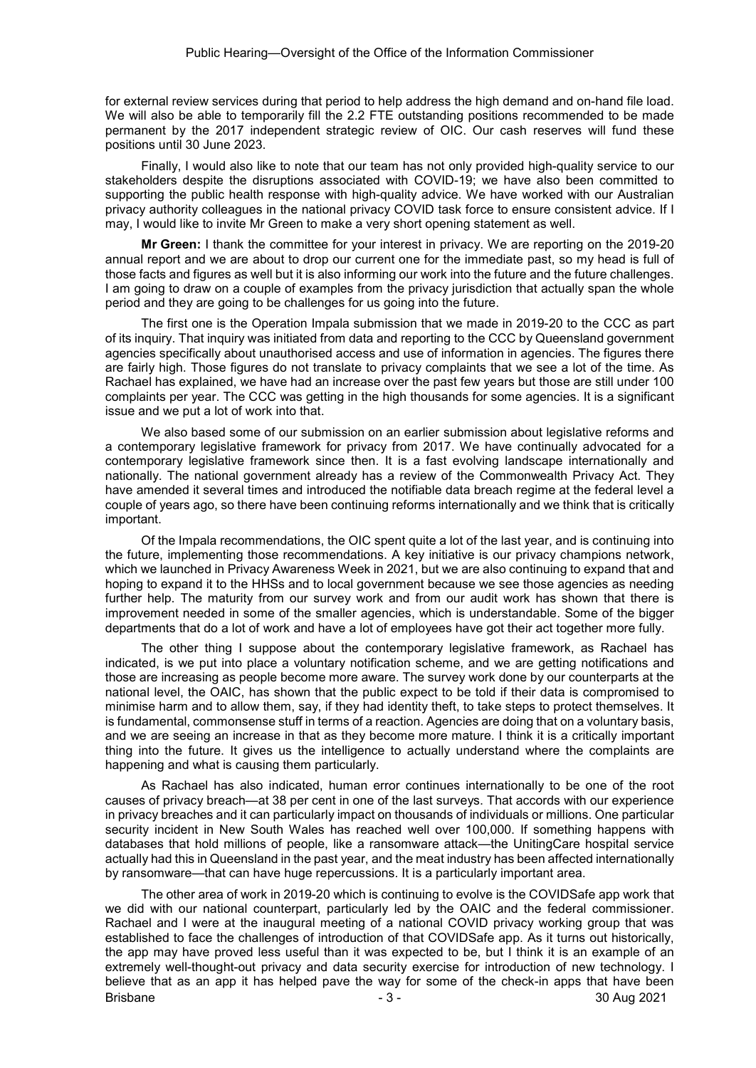for external review services during that period to help address the high demand and on-hand file load. We will also be able to temporarily fill the 2.2 FTE outstanding positions recommended to be made permanent by the 2017 independent strategic review of OIC. Our cash reserves will fund these positions until 30 June 2023.

Finally, I would also like to note that our team has not only provided high-quality service to our stakeholders despite the disruptions associated with COVID-19; we have also been committed to supporting the public health response with high-quality advice. We have worked with our Australian privacy authority colleagues in the national privacy COVID task force to ensure consistent advice. If I may, I would like to invite Mr Green to make a very short opening statement as well.

**Mr Green:** I thank the committee for your interest in privacy. We are reporting on the 2019-20 annual report and we are about to drop our current one for the immediate past, so my head is full of those facts and figures as well but it is also informing our work into the future and the future challenges. I am going to draw on a couple of examples from the privacy jurisdiction that actually span the whole period and they are going to be challenges for us going into the future.

The first one is the Operation Impala submission that we made in 2019-20 to the CCC as part of its inquiry. That inquiry was initiated from data and reporting to the CCC by Queensland government agencies specifically about unauthorised access and use of information in agencies. The figures there are fairly high. Those figures do not translate to privacy complaints that we see a lot of the time. As Rachael has explained, we have had an increase over the past few years but those are still under 100 complaints per year. The CCC was getting in the high thousands for some agencies. It is a significant issue and we put a lot of work into that.

We also based some of our submission on an earlier submission about legislative reforms and a contemporary legislative framework for privacy from 2017. We have continually advocated for a contemporary legislative framework since then. It is a fast evolving landscape internationally and nationally. The national government already has a review of the Commonwealth Privacy Act. They have amended it several times and introduced the notifiable data breach regime at the federal level a couple of years ago, so there have been continuing reforms internationally and we think that is critically important.

Of the Impala recommendations, the OIC spent quite a lot of the last year, and is continuing into the future, implementing those recommendations. A key initiative is our privacy champions network, which we launched in Privacy Awareness Week in 2021, but we are also continuing to expand that and hoping to expand it to the HHSs and to local government because we see those agencies as needing further help. The maturity from our survey work and from our audit work has shown that there is improvement needed in some of the smaller agencies, which is understandable. Some of the bigger departments that do a lot of work and have a lot of employees have got their act together more fully.

The other thing I suppose about the contemporary legislative framework, as Rachael has indicated, is we put into place a voluntary notification scheme, and we are getting notifications and those are increasing as people become more aware. The survey work done by our counterparts at the national level, the OAIC, has shown that the public expect to be told if their data is compromised to minimise harm and to allow them, say, if they had identity theft, to take steps to protect themselves. It is fundamental, commonsense stuff in terms of a reaction. Agencies are doing that on a voluntary basis, and we are seeing an increase in that as they become more mature. I think it is a critically important thing into the future. It gives us the intelligence to actually understand where the complaints are happening and what is causing them particularly.

As Rachael has also indicated, human error continues internationally to be one of the root causes of privacy breach—at 38 per cent in one of the last surveys. That accords with our experience in privacy breaches and it can particularly impact on thousands of individuals or millions. One particular security incident in New South Wales has reached well over 100,000. If something happens with databases that hold millions of people, like a ransomware attack—the UnitingCare hospital service actually had this in Queensland in the past year, and the meat industry has been affected internationally by ransomware—that can have huge repercussions. It is a particularly important area.

The other area of work in 2019-20 which is continuing to evolve is the COVIDSafe app work that we did with our national counterpart, particularly led by the OAIC and the federal commissioner. Rachael and I were at the inaugural meeting of a national COVID privacy working group that was established to face the challenges of introduction of that COVIDSafe app. As it turns out historically, the app may have proved less useful than it was expected to be, but I think it is an example of an extremely well-thought-out privacy and data security exercise for introduction of new technology. I believe that as an app it has helped pave the way for some of the check-in apps that have been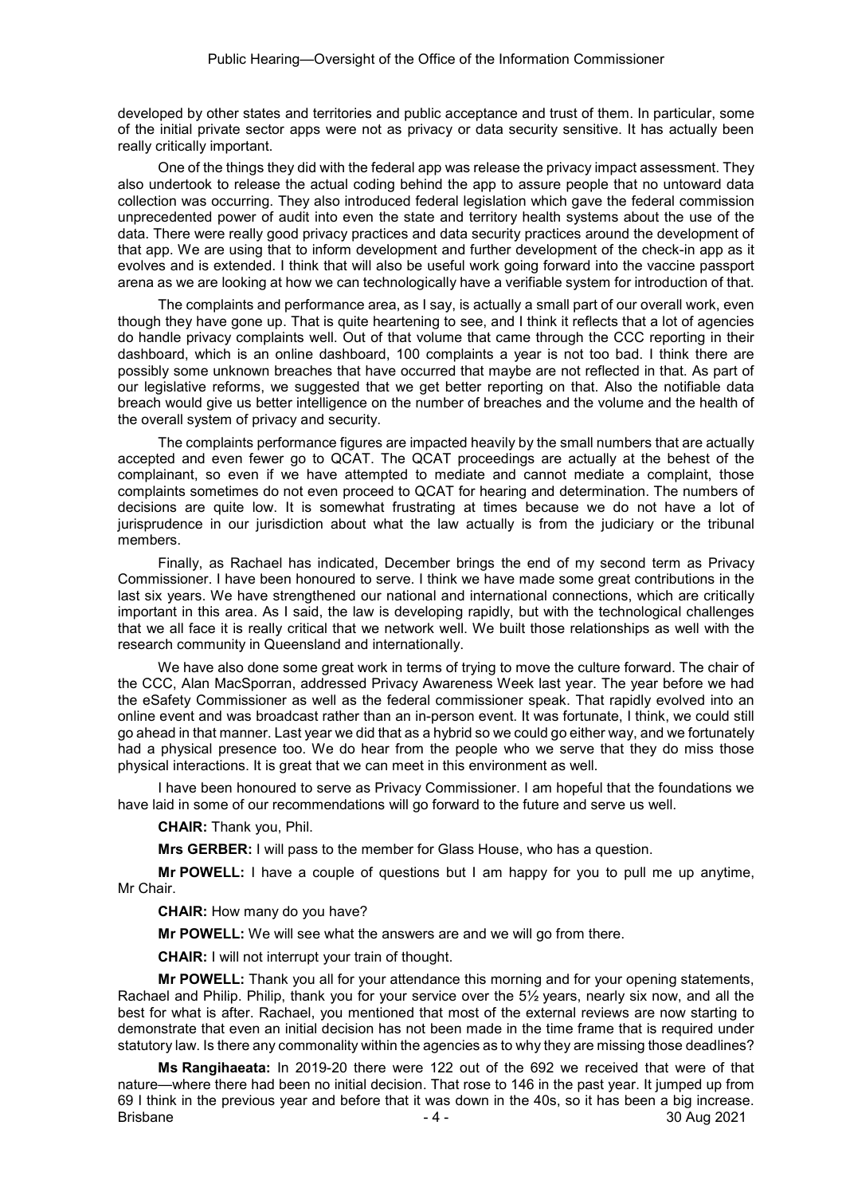developed by other states and territories and public acceptance and trust of them. In particular, some of the initial private sector apps were not as privacy or data security sensitive. It has actually been really critically important.

One of the things they did with the federal app was release the privacy impact assessment. They also undertook to release the actual coding behind the app to assure people that no untoward data collection was occurring. They also introduced federal legislation which gave the federal commission unprecedented power of audit into even the state and territory health systems about the use of the data. There were really good privacy practices and data security practices around the development of that app. We are using that to inform development and further development of the check-in app as it evolves and is extended. I think that will also be useful work going forward into the vaccine passport arena as we are looking at how we can technologically have a verifiable system for introduction of that.

The complaints and performance area, as I say, is actually a small part of our overall work, even though they have gone up. That is quite heartening to see, and I think it reflects that a lot of agencies do handle privacy complaints well. Out of that volume that came through the CCC reporting in their dashboard, which is an online dashboard, 100 complaints a year is not too bad. I think there are possibly some unknown breaches that have occurred that maybe are not reflected in that. As part of our legislative reforms, we suggested that we get better reporting on that. Also the notifiable data breach would give us better intelligence on the number of breaches and the volume and the health of the overall system of privacy and security.

The complaints performance figures are impacted heavily by the small numbers that are actually accepted and even fewer go to QCAT. The QCAT proceedings are actually at the behest of the complainant, so even if we have attempted to mediate and cannot mediate a complaint, those complaints sometimes do not even proceed to QCAT for hearing and determination. The numbers of decisions are quite low. It is somewhat frustrating at times because we do not have a lot of jurisprudence in our jurisdiction about what the law actually is from the judiciary or the tribunal members.

Finally, as Rachael has indicated, December brings the end of my second term as Privacy Commissioner. I have been honoured to serve. I think we have made some great contributions in the last six years. We have strengthened our national and international connections, which are critically important in this area. As I said, the law is developing rapidly, but with the technological challenges that we all face it is really critical that we network well. We built those relationships as well with the research community in Queensland and internationally.

We have also done some great work in terms of trying to move the culture forward. The chair of the CCC, Alan MacSporran, addressed Privacy Awareness Week last year. The year before we had the eSafety Commissioner as well as the federal commissioner speak. That rapidly evolved into an online event and was broadcast rather than an in-person event. It was fortunate, I think, we could still go ahead in that manner. Last year we did that as a hybrid so we could go either way, and we fortunately had a physical presence too. We do hear from the people who we serve that they do miss those physical interactions. It is great that we can meet in this environment as well.

I have been honoured to serve as Privacy Commissioner. I am hopeful that the foundations we have laid in some of our recommendations will go forward to the future and serve us well.

**CHAIR:** Thank you, Phil.

**Mrs GERBER:** I will pass to the member for Glass House, who has a question.

**Mr POWELL:** I have a couple of questions but I am happy for you to pull me up anytime, Mr Chair.

**CHAIR:** How many do you have?

**Mr POWELL:** We will see what the answers are and we will go from there.

**CHAIR:** I will not interrupt your train of thought.

**Mr POWELL:** Thank you all for your attendance this morning and for your opening statements, Rachael and Philip. Philip, thank you for your service over the 5½ years, nearly six now, and all the best for what is after. Rachael, you mentioned that most of the external reviews are now starting to demonstrate that even an initial decision has not been made in the time frame that is required under statutory law. Is there any commonality within the agencies as to why they are missing those deadlines?

**Ms Rangihaeata:** In 2019-20 there were 122 out of the 692 we received that were of that nature—where there had been no initial decision. That rose to 146 in the past year. It jumped up from 69 I think in the previous year and before that it was down in the 40s, so it has been a big increase.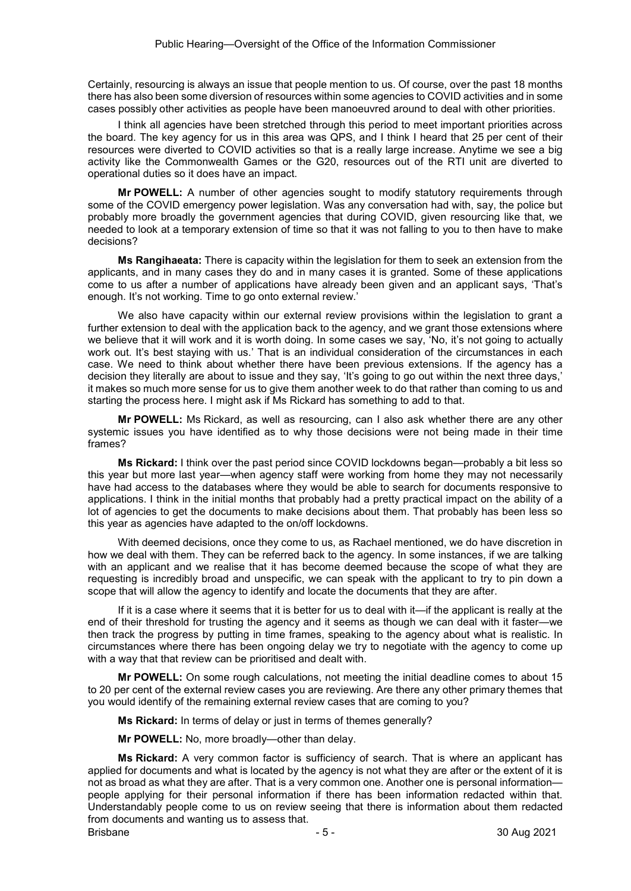Certainly, resourcing is always an issue that people mention to us. Of course, over the past 18 months there has also been some diversion of resources within some agencies to COVID activities and in some cases possibly other activities as people have been manoeuvred around to deal with other priorities.

I think all agencies have been stretched through this period to meet important priorities across the board. The key agency for us in this area was QPS, and I think I heard that 25 per cent of their resources were diverted to COVID activities so that is a really large increase. Anytime we see a big activity like the Commonwealth Games or the G20, resources out of the RTI unit are diverted to operational duties so it does have an impact.

**Mr POWELL:** A number of other agencies sought to modify statutory requirements through some of the COVID emergency power legislation. Was any conversation had with, say, the police but probably more broadly the government agencies that during COVID, given resourcing like that, we needed to look at a temporary extension of time so that it was not falling to you to then have to make decisions?

**Ms Rangihaeata:** There is capacity within the legislation for them to seek an extension from the applicants, and in many cases they do and in many cases it is granted. Some of these applications come to us after a number of applications have already been given and an applicant says, 'That's enough. It's not working. Time to go onto external review.'

We also have capacity within our external review provisions within the legislation to grant a further extension to deal with the application back to the agency, and we grant those extensions where we believe that it will work and it is worth doing. In some cases we say, 'No, it's not going to actually work out. It's best staying with us.' That is an individual consideration of the circumstances in each case. We need to think about whether there have been previous extensions. If the agency has a decision they literally are about to issue and they say, 'It's going to go out within the next three days,' it makes so much more sense for us to give them another week to do that rather than coming to us and starting the process here. I might ask if Ms Rickard has something to add to that.

**Mr POWELL:** Ms Rickard, as well as resourcing, can I also ask whether there are any other systemic issues you have identified as to why those decisions were not being made in their time frames?

**Ms Rickard:** I think over the past period since COVID lockdowns began—probably a bit less so this year but more last year—when agency staff were working from home they may not necessarily have had access to the databases where they would be able to search for documents responsive to applications. I think in the initial months that probably had a pretty practical impact on the ability of a lot of agencies to get the documents to make decisions about them. That probably has been less so this year as agencies have adapted to the on/off lockdowns.

With deemed decisions, once they come to us, as Rachael mentioned, we do have discretion in how we deal with them. They can be referred back to the agency. In some instances, if we are talking with an applicant and we realise that it has become deemed because the scope of what they are requesting is incredibly broad and unspecific, we can speak with the applicant to try to pin down a scope that will allow the agency to identify and locate the documents that they are after.

If it is a case where it seems that it is better for us to deal with it—if the applicant is really at the end of their threshold for trusting the agency and it seems as though we can deal with it faster—we then track the progress by putting in time frames, speaking to the agency about what is realistic. In circumstances where there has been ongoing delay we try to negotiate with the agency to come up with a way that that review can be prioritised and dealt with.

**Mr POWELL:** On some rough calculations, not meeting the initial deadline comes to about 15 to 20 per cent of the external review cases you are reviewing. Are there any other primary themes that you would identify of the remaining external review cases that are coming to you?

**Ms Rickard:** In terms of delay or just in terms of themes generally?

**Mr POWELL:** No, more broadly—other than delay.

**Ms Rickard:** A very common factor is sufficiency of search. That is where an applicant has applied for documents and what is located by the agency is not what they are after or the extent of it is not as broad as what they are after. That is a very common one. Another one is personal information—people applying for their personal information if there has been information redacted within that. Understandably people come to us on review seeing that there is information about them redacted from documents and wanting us to assess that.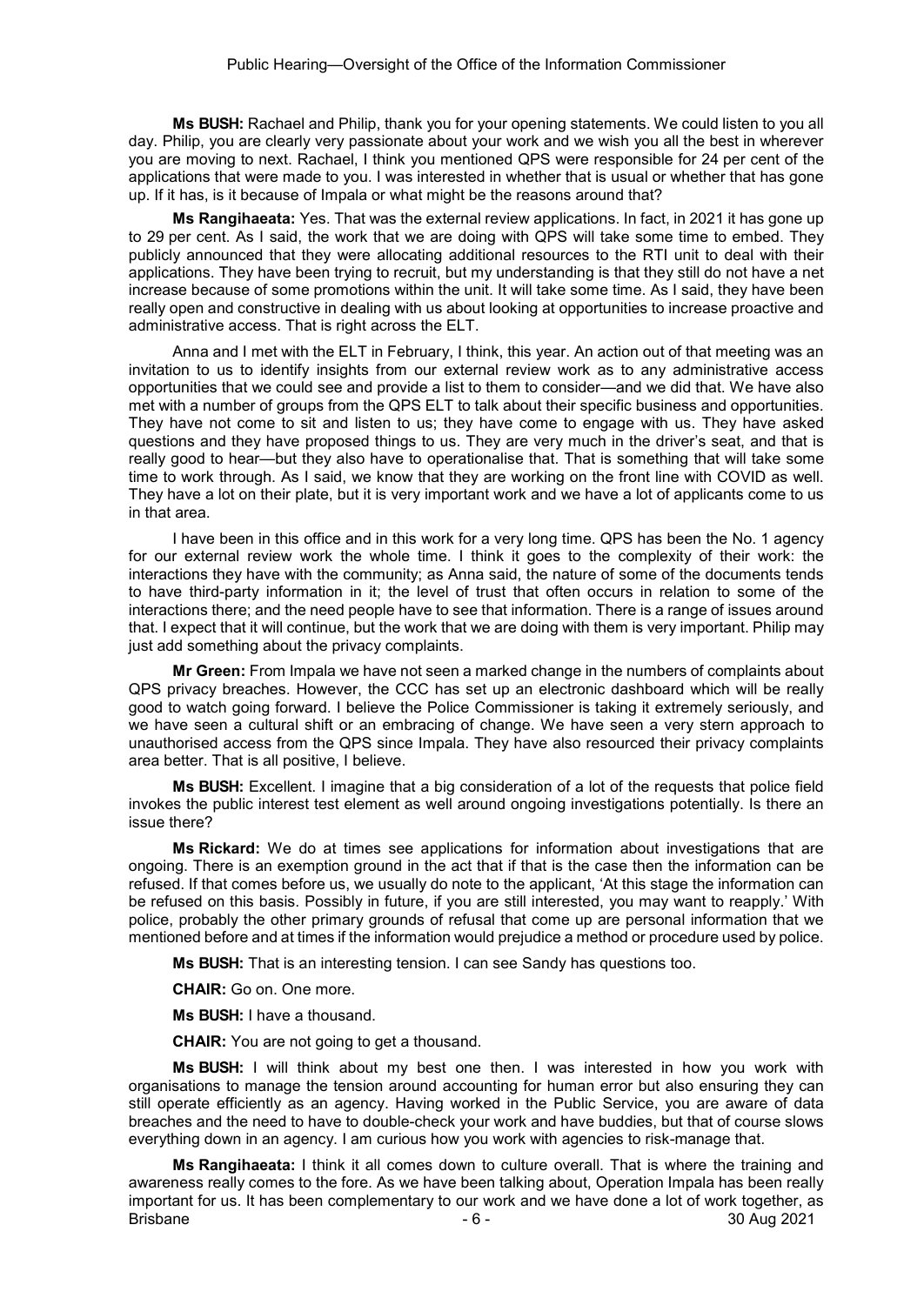**Ms BUSH:** Rachael and Philip, thank you for your opening statements. We could listen to you all day. Philip, you are clearly very passionate about your work and we wish you all the best in wherever you are moving to next. Rachael, I think you mentioned QPS were responsible for 24 per cent of the applications that were made to you. I was interested in whether that is usual or whether that has gone up. If it has, is it because of Impala or what might be the reasons around that?

**Ms Rangihaeata:** Yes. That was the external review applications. In fact, in 2021 it has gone up to 29 per cent. As I said, the work that we are doing with QPS will take some time to embed. They publicly announced that they were allocating additional resources to the RTI unit to deal with their applications. They have been trying to recruit, but my understanding is that they still do not have a net increase because of some promotions within the unit. It will take some time. As I said, they have been really open and constructive in dealing with us about looking at opportunities to increase proactive and administrative access. That is right across the ELT.

Anna and I met with the ELT in February, I think, this year. An action out of that meeting was an invitation to us to identify insights from our external review work as to any administrative access opportunities that we could see and provide a list to them to consider—and we did that. We have also met with a number of groups from the QPS ELT to talk about their specific business and opportunities. They have not come to sit and listen to us; they have come to engage with us. They have asked questions and they have proposed things to us. They are very much in the driver's seat, and that is really good to hear—but they also have to operationalise that. That is something that will take some time to work through. As I said, we know that they are working on the front line with COVID as well. They have a lot on their plate, but it is very important work and we have a lot of applicants come to us in that area.

I have been in this office and in this work for a very long time. QPS has been the No. 1 agency for our external review work the whole time. I think it goes to the complexity of their work: the interactions they have with the community; as Anna said, the nature of some of the documents tends to have third-party information in it; the level of trust that often occurs in relation to some of the interactions there; and the need people have to see that information. There is a range of issues around that. I expect that it will continue, but the work that we are doing with them is very important. Philip may just add something about the privacy complaints.

**Mr Green:** From Impala we have not seen a marked change in the numbers of complaints about QPS privacy breaches. However, the CCC has set up an electronic dashboard which will be really good to watch going forward. I believe the Police Commissioner is taking it extremely seriously, and we have seen a cultural shift or an embracing of change. We have seen a very stern approach to unauthorised access from the QPS since Impala. They have also resourced their privacy complaints area better. That is all positive, I believe.

**Ms BUSH:** Excellent. I imagine that a big consideration of a lot of the requests that police field invokes the public interest test element as well around ongoing investigations potentially. Is there an issue there?

**Ms Rickard:** We do at times see applications for information about investigations that are ongoing. There is an exemption ground in the act that if that is the case then the information can be refused. If that comes before us, we usually do note to the applicant, 'At this stage the information can be refused on this basis. Possibly in future, if you are still interested, you may want to reapply.' With police, probably the other primary grounds of refusal that come up are personal information that we mentioned before and at times if the information would prejudice a method or procedure used by police.

**Ms BUSH:** That is an interesting tension. I can see Sandy has questions too.

**CHAIR:** Go on. One more.

**Ms BUSH:** I have a thousand.

**CHAIR:** You are not going to get a thousand.

**Ms BUSH:** I will think about my best one then. I was interested in how you work with organisations to manage the tension around accounting for human error but also ensuring they can still operate efficiently as an agency. Having worked in the Public Service, you are aware of data breaches and the need to have to double-check your work and have buddies, but that of course slows everything down in an agency. I am curious how you work with agencies to risk-manage that.

**Ms Rangihaeata:** I think it all comes down to culture overall. That is where the training and awareness really comes to the fore. As we have been talking about, Operation Impala has been really important for us. It has been complementary to our work and we have done a lot of work together, as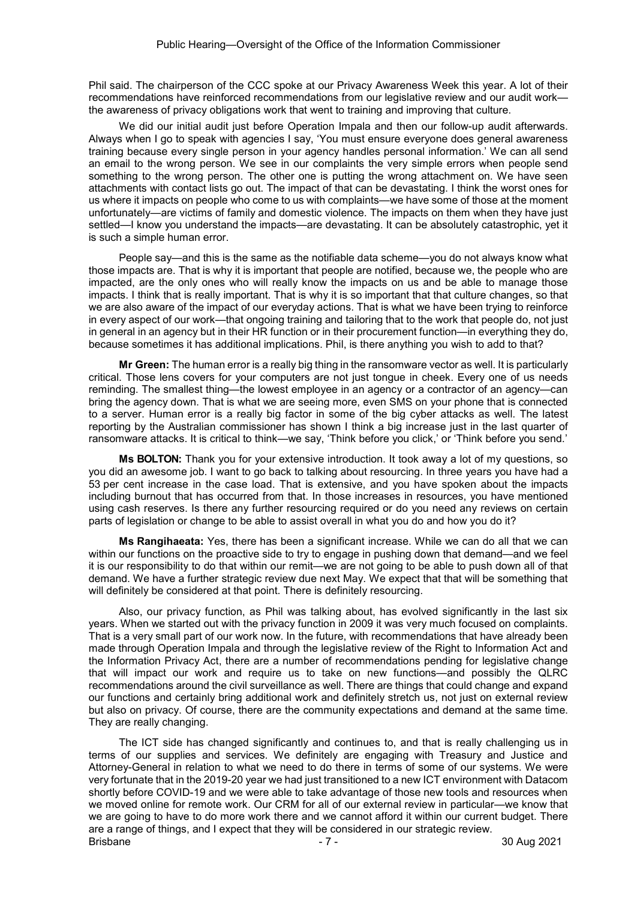Phil said. The chairperson of the CCC spoke at our Privacy Awareness Week this year. A lot of their recommendations have reinforced recommendations from our legislative review and our audit work—the awareness of privacy obligations work that went to training and improving that culture.

We did our initial audit just before Operation Impala and then our follow-up audit afterwards. Always when I go to speak with agencies I say, 'You must ensure everyone does general awareness training because every single person in your agency handles personal information.' We can all send an email to the wrong person. We see in our complaints the very simple errors when people send something to the wrong person. The other one is putting the wrong attachment on. We have seen attachments with contact lists go out. The impact of that can be devastating. I think the worst ones for us where it impacts on people who come to us with complaints—we have some of those at the moment unfortunately—are victims of family and domestic violence. The impacts on them when they have just settled—I know you understand the impacts—are devastating. It can be absolutely catastrophic, yet it is such a simple human error.

People say—and this is the same as the notifiable data scheme—you do not always know what those impacts are. That is why it is important that people are notified, because we, the people who are impacted, are the only ones who will really know the impacts on us and be able to manage those impacts. I think that is really important. That is why it is so important that that culture changes, so that we are also aware of the impact of our everyday actions. That is what we have been trying to reinforce in every aspect of our work—that ongoing training and tailoring that to the work that people do, not just in general in an agency but in their HR function or in their procurement function—in everything they do, because sometimes it has additional implications. Phil, is there anything you wish to add to that?

**Mr Green:** The human error is a really big thing in the ransomware vector as well. It is particularly critical. Those lens covers for your computers are not just tongue in cheek. Every one of us needs reminding. The smallest thing—the lowest employee in an agency or a contractor of an agency—can bring the agency down. That is what we are seeing more, even SMS on your phone that is connected to a server. Human error is a really big factor in some of the big cyber attacks as well. The latest reporting by the Australian commissioner has shown I think a big increase just in the last quarter of ransomware attacks. It is critical to think—we say, 'Think before you click,' or 'Think before you send.'

**Ms BOLTON:** Thank you for your extensive introduction. It took away a lot of my questions, so you did an awesome job. I want to go back to talking about resourcing. In three years you have had a 53 per cent increase in the case load. That is extensive, and you have spoken about the impacts including burnout that has occurred from that. In those increases in resources, you have mentioned using cash reserves. Is there any further resourcing required or do you need any reviews on certain parts of legislation or change to be able to assist overall in what you do and how you do it?

**Ms Rangihaeata:** Yes, there has been a significant increase. While we can do all that we can within our functions on the proactive side to try to engage in pushing down that demand—and we feel it is our responsibility to do that within our remit—we are not going to be able to push down all of that demand. We have a further strategic review due next May. We expect that that will be something that will definitely be considered at that point. There is definitely resourcing.

Also, our privacy function, as Phil was talking about, has evolved significantly in the last six years. When we started out with the privacy function in 2009 it was very much focused on complaints. That is a very small part of our work now. In the future, with recommendations that have already been made through Operation Impala and through the legislative review of the Right to Information Act and the Information Privacy Act, there are a number of recommendations pending for legislative change that will impact our work and require us to take on new functions—and possibly the QLRC recommendations around the civil surveillance as well. There are things that could change and expand our functions and certainly bring additional work and definitely stretch us, not just on external review but also on privacy. Of course, there are the community expectations and demand at the same time. They are really changing.

The ICT side has changed significantly and continues to, and that is really challenging us in terms of our supplies and services. We definitely are engaging with Treasury and Justice and Attorney-General in relation to what we need to do there in terms of some of our systems. We were very fortunate that in the 2019-20 year we had just transitioned to a new ICT environment with Datacom shortly before COVID-19 and we were able to take advantage of those new tools and resources when we moved online for remote work. Our CRM for all of our external review in particular—we know that we are going to have to do more work there and we cannot afford it within our current budget. There are a range of things, and I expect that they will be considered in our strategic review.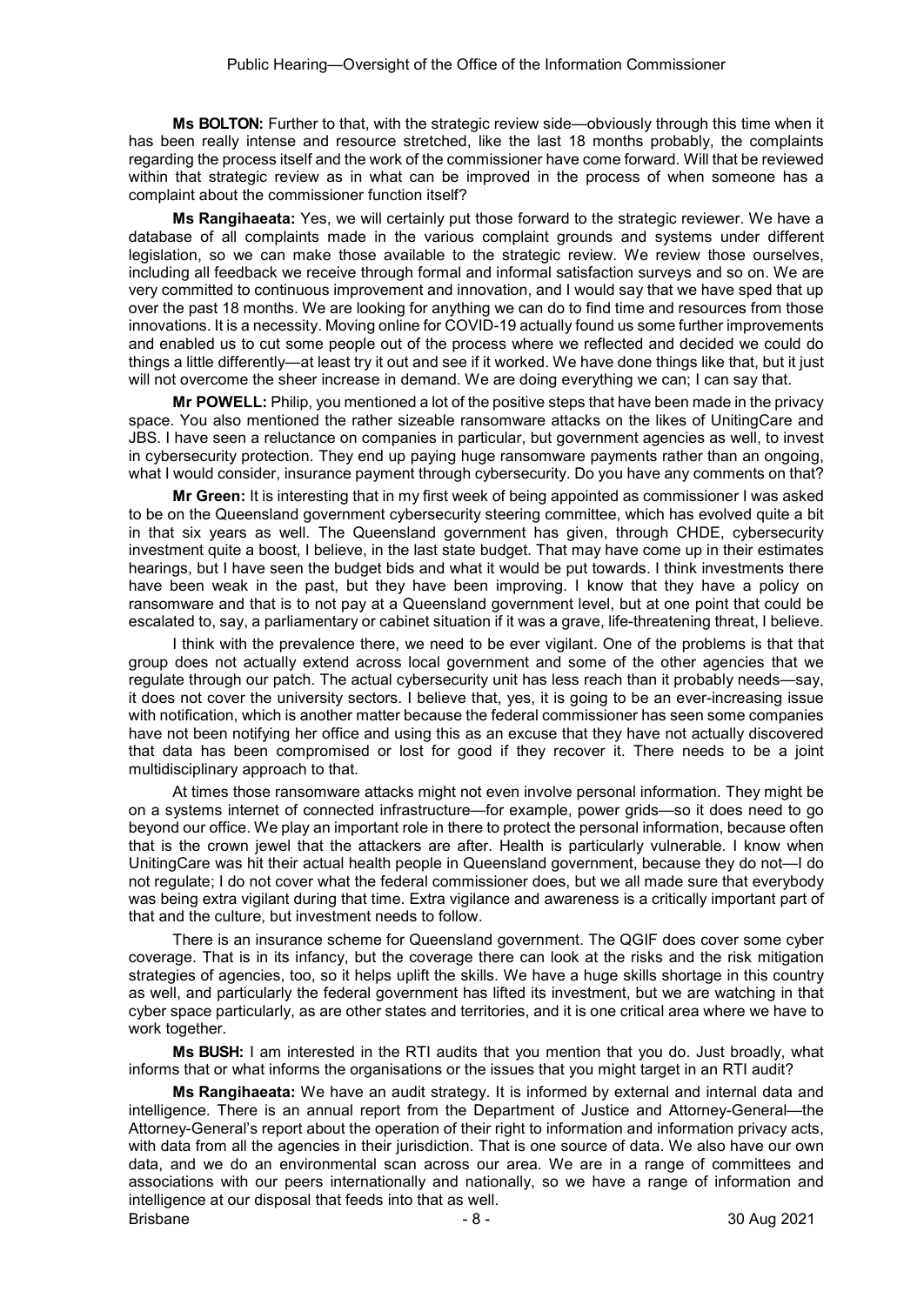**Ms BOLTON:** Further to that, with the strategic review side—obviously through this time when it has been really intense and resource stretched, like the last 18 months probably, the complaints regarding the process itself and the work of the commissioner have come forward. Will that be reviewed within that strategic review as in what can be improved in the process of when someone has a complaint about the commissioner function itself?

**Ms Rangihaeata:** Yes, we will certainly put those forward to the strategic reviewer. We have a database of all complaints made in the various complaint grounds and systems under different legislation, so we can make those available to the strategic review. We review those ourselves, including all feedback we receive through formal and informal satisfaction surveys and so on. We are very committed to continuous improvement and innovation, and I would say that we have sped that up over the past 18 months. We are looking for anything we can do to find time and resources from those innovations. It is a necessity. Moving online for COVID-19 actually found us some further improvements and enabled us to cut some people out of the process where we reflected and decided we could do things a little differently—at least try it out and see if it worked. We have done things like that, but it just will not overcome the sheer increase in demand. We are doing everything we can; I can say that.

**Mr POWELL:** Philip, you mentioned a lot of the positive steps that have been made in the privacy space. You also mentioned the rather sizeable ransomware attacks on the likes of UnitingCare and JBS. I have seen a reluctance on companies in particular, but government agencies as well, to invest in cybersecurity protection. They end up paying huge ransomware payments rather than an ongoing, what I would consider, insurance payment through cybersecurity. Do you have any comments on that?

**Mr Green:** It is interesting that in my first week of being appointed as commissioner I was asked to be on the Queensland government cybersecurity steering committee, which has evolved quite a bit in that six years as well. The Queensland government has given, through CHDE, cybersecurity investment quite a boost, I believe, in the last state budget. That may have come up in their estimates hearings, but I have seen the budget bids and what it would be put towards. I think investments there have been weak in the past, but they have been improving. I know that they have a policy on ransomware and that is to not pay at a Queensland government level, but at one point that could be escalated to, say, a parliamentary or cabinet situation if it was a grave, life-threatening threat, I believe.

I think with the prevalence there, we need to be ever vigilant. One of the problems is that that group does not actually extend across local government and some of the other agencies that we regulate through our patch. The actual cybersecurity unit has less reach than it probably needs—say, it does not cover the university sectors. I believe that, yes, it is going to be an ever-increasing issue with notification, which is another matter because the federal commissioner has seen some companies have not been notifying her office and using this as an excuse that they have not actually discovered that data has been compromised or lost for good if they recover it. There needs to be a joint multidisciplinary approach to that.

At times those ransomware attacks might not even involve personal information. They might be on a systems internet of connected infrastructure—for example, power grids—so it does need to go beyond our office. We play an important role in there to protect the personal information, because often that is the crown jewel that the attackers are after. Health is particularly vulnerable. I know when UnitingCare was hit their actual health people in Queensland government, because they do not—I do not regulate; I do not cover what the federal commissioner does, but we all made sure that everybody was being extra vigilant during that time. Extra vigilance and awareness is a critically important part of that and the culture, but investment needs to follow.

There is an insurance scheme for Queensland government. The QGIF does cover some cyber coverage. That is in its infancy, but the coverage there can look at the risks and the risk mitigation strategies of agencies, too, so it helps uplift the skills. We have a huge skills shortage in this country as well, and particularly the federal government has lifted its investment, but we are watching in that cyber space particularly, as are other states and territories, and it is one critical area where we have to work together.

**Ms BUSH:** I am interested in the RTI audits that you mention that you do. Just broadly, what informs that or what informs the organisations or the issues that you might target in an RTI audit?

**Ms Rangihaeata:** We have an audit strategy. It is informed by external and internal data and intelligence. There is an annual report from the Department of Justice and Attorney-General—the Attorney-General's report about the operation of their right to information and information privacy acts, with data from all the agencies in their jurisdiction. That is one source of data. We also have our own data, and we do an environmental scan across our area. We are in a range of committees and associations with our peers internationally and nationally, so we have a range of information and intelligence at our disposal that feeds into that as well.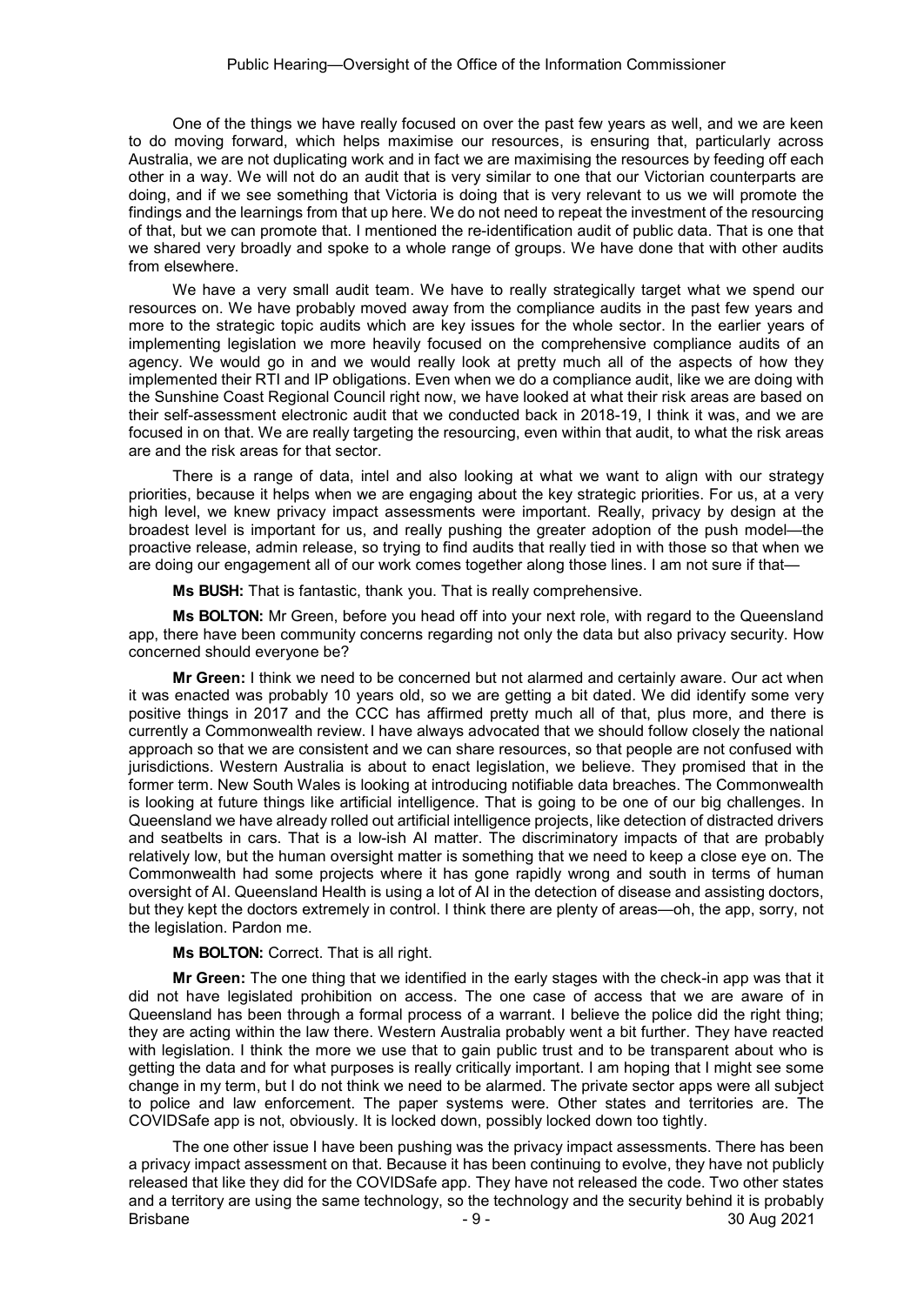One of the things we have really focused on over the past few years as well, and we are keen to do moving forward, which helps maximise our resources, is ensuring that, particularly across Australia, we are not duplicating work and in fact we are maximising the resources by feeding off each other in a way. We will not do an audit that is very similar to one that our Victorian counterparts are doing, and if we see something that Victoria is doing that is very relevant to us we will promote the findings and the learnings from that up here. We do not need to repeat the investment of the resourcing of that, but we can promote that. I mentioned the re-identification audit of public data. That is one that we shared very broadly and spoke to a whole range of groups. We have done that with other audits from elsewhere.

We have a very small audit team. We have to really strategically target what we spend our resources on. We have probably moved away from the compliance audits in the past few years and more to the strategic topic audits which are key issues for the whole sector. In the earlier years of implementing legislation we more heavily focused on the comprehensive compliance audits of an agency. We would go in and we would really look at pretty much all of the aspects of how they implemented their RTI and IP obligations. Even when we do a compliance audit, like we are doing with the Sunshine Coast Regional Council right now, we have looked at what their risk areas are based on their self-assessment electronic audit that we conducted back in 2018-19, I think it was, and we are focused in on that. We are really targeting the resourcing, even within that audit, to what the risk areas are and the risk areas for that sector.

There is a range of data, intel and also looking at what we want to align with our strategy priorities, because it helps when we are engaging about the key strategic priorities. For us, at a very high level, we knew privacy impact assessments were important. Really, privacy by design at the broadest level is important for us, and really pushing the greater adoption of the push model—the proactive release, admin release, so trying to find audits that really tied in with those so that when we are doing our engagement all of our work comes together along those lines. I am not sure if that—

**Ms BUSH:** That is fantastic, thank you. That is really comprehensive.

**Ms BOLTON:** Mr Green, before you head off into your next role, with regard to the Queensland app, there have been community concerns regarding not only the data but also privacy security. How concerned should everyone be?

**Mr Green:** I think we need to be concerned but not alarmed and certainly aware. Our act when it was enacted was probably 10 years old, so we are getting a bit dated. We did identify some very positive things in 2017 and the CCC has affirmed pretty much all of that, plus more, and there is currently a Commonwealth review. I have always advocated that we should follow closely the national approach so that we are consistent and we can share resources, so that people are not confused with jurisdictions. Western Australia is about to enact legislation, we believe. They promised that in the former term. New South Wales is looking at introducing notifiable data breaches. The Commonwealth is looking at future things like artificial intelligence. That is going to be one of our big challenges. In Queensland we have already rolled out artificial intelligence projects, like detection of distracted drivers and seatbelts in cars. That is a low-ish AI matter. The discriminatory impacts of that are probably relatively low, but the human oversight matter is something that we need to keep a close eye on. The Commonwealth had some projects where it has gone rapidly wrong and south in terms of human oversight of AI. Queensland Health is using a lot of AI in the detection of disease and assisting doctors, but they kept the doctors extremely in control. I think there are plenty of areas—oh, the app, sorry, not the legislation. Pardon me.

**Ms BOLTON:** Correct. That is all right.

**Mr Green:** The one thing that we identified in the early stages with the check-in app was that it did not have legislated prohibition on access. The one case of access that we are aware of in Queensland has been through a formal process of a warrant. I believe the police did the right thing; they are acting within the law there. Western Australia probably went a bit further. They have reacted with legislation. I think the more we use that to gain public trust and to be transparent about who is getting the data and for what purposes is really critically important. I am hoping that I might see some change in my term, but I do not think we need to be alarmed. The private sector apps were all subject to police and law enforcement. The paper systems were. Other states and territories are. The COVIDSafe app is not, obviously. It is locked down, possibly locked down too tightly.

The one other issue I have been pushing was the privacy impact assessments. There has been a privacy impact assessment on that. Because it has been continuing to evolve, they have not publicly released that like they did for the COVIDSafe app. They have not released the code. Two other states and a territory are using the same technology, so the technology and the security behind it is probably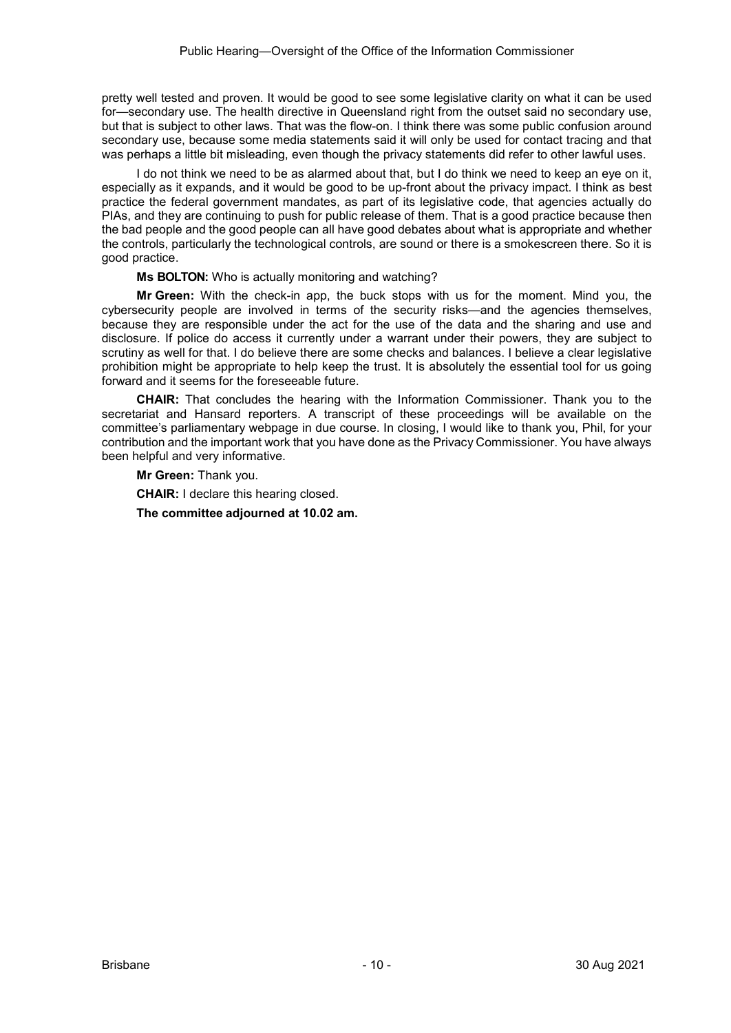pretty well tested and proven. It would be good to see some legislative clarity on what it can be used for—secondary use. The health directive in Queensland right from the outset said no secondary use, but that is subject to other laws. That was the flow-on. I think there was some public confusion around secondary use, because some media statements said it will only be used for contact tracing and that was perhaps a little bit misleading, even though the privacy statements did refer to other lawful uses.

I do not think we need to be as alarmed about that, but I do think we need to keep an eye on it, especially as it expands, and it would be good to be up-front about the privacy impact. I think as best practice the federal government mandates, as part of its legislative code, that agencies actually do PIAs, and they are continuing to push for public release of them. That is a good practice because then the bad people and the good people can all have good debates about what is appropriate and whether the controls, particularly the technological controls, are sound or there is a smokescreen there. So it is good practice.

**Ms BOLTON:** Who is actually monitoring and watching?

**Mr Green:** With the check-in app, the buck stops with us for the moment. Mind you, the cybersecurity people are involved in terms of the security risks—and the agencies themselves, because they are responsible under the act for the use of the data and the sharing and use and disclosure. If police do access it currently under a warrant under their powers, they are subject to scrutiny as well for that. I do believe there are some checks and balances. I believe a clear legislative prohibition might be appropriate to help keep the trust. It is absolutely the essential tool for us going forward and it seems for the foreseeable future.

**CHAIR:** That concludes the hearing with the Information Commissioner. Thank you to the secretariat and Hansard reporters. A transcript of these proceedings will be available on the committee's parliamentary webpage in due course. In closing, I would like to thank you, Phil, for your contribution and the important work that you have done as the Privacy Commissioner. You have always been helpful and very informative.

**Mr Green:** Thank you.

**CHAIR:** I declare this hearing closed.

**The committee adjourned at 10.02 am.**